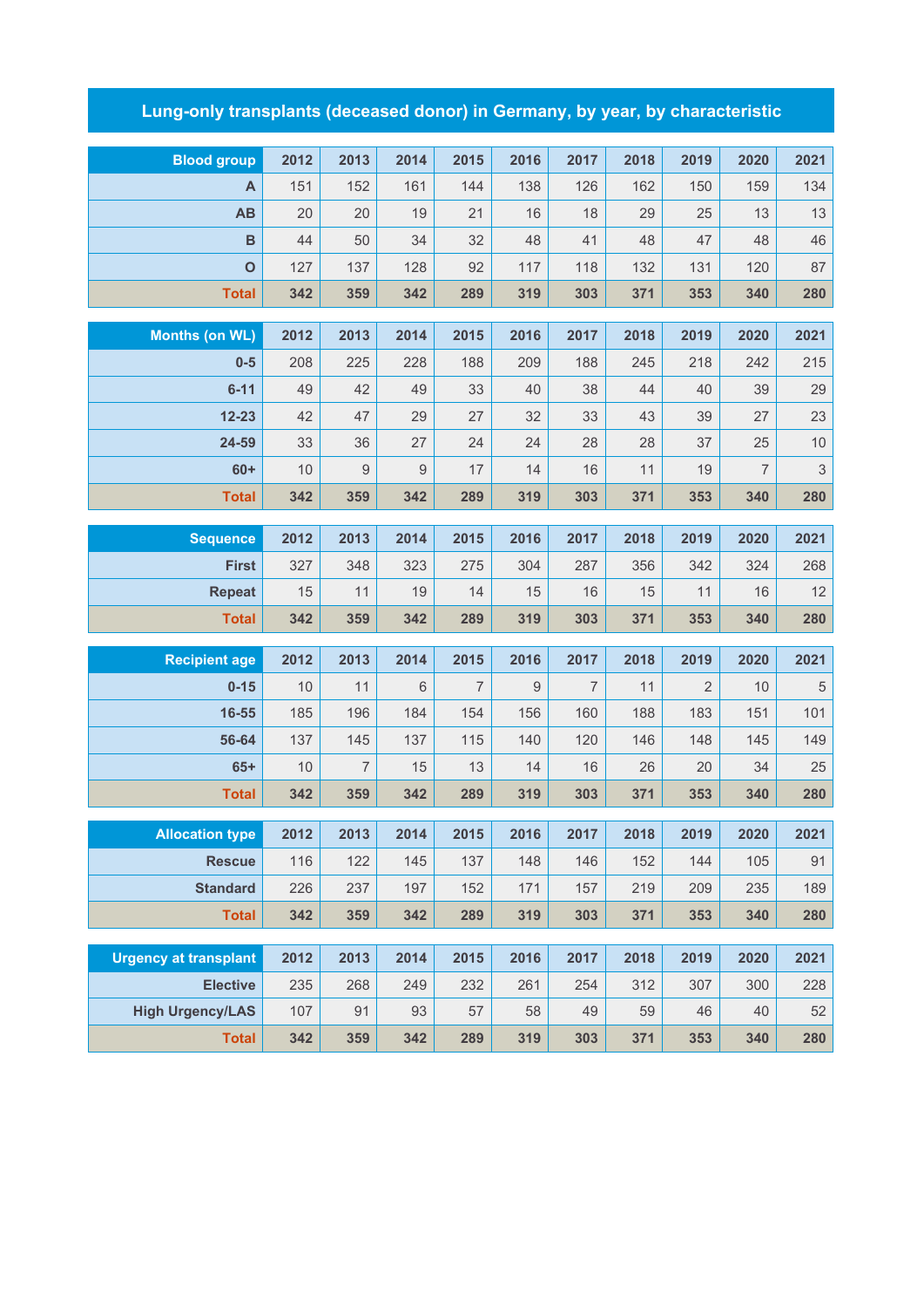# Lung-only transplants (deceased donor) in Germany, by year, by characteristic

| Blood group | 2012 | 2013 | 2014 | 2015 | 2016 | 2017 | 2018 | 2019 | 2020 | 2021 |
|---|---|---|---|---|---|---|---|---|---|---|
| A | 151 | 152 | 161 | 144 | 138 | 126 | 162 | 150 | 159 | 134 |
| AB | 20 | 20 | 19 | 21 | 16 | 18 | 29 | 25 | 13 | 13 |
| B | 44 | 50 | 34 | 32 | 48 | 41 | 48 | 47 | 48 | 46 |
| O | 127 | 137 | 128 | 92 | 117 | 118 | 132 | 131 | 120 | 87 |
| **Total** | **342** | **359** | **342** | **289** | **319** | **303** | **371** | **353** | **340** | **280** |

| Months (on WL) | 2012 | 2013 | 2014 | 2015 | 2016 | 2017 | 2018 | 2019 | 2020 | 2021 |
|---|---|---|---|---|---|---|---|---|---|---|
| 0-5 | 208 | 225 | 228 | 188 | 209 | 188 | 245 | 218 | 242 | 215 |
| 6-11 | 49 | 42 | 49 | 33 | 40 | 38 | 44 | 40 | 39 | 29 |
| 12-23 | 42 | 47 | 29 | 27 | 32 | 33 | 43 | 39 | 27 | 23 |
| 24-59 | 33 | 36 | 27 | 24 | 24 | 28 | 28 | 37 | 25 | 10 |
| 60+ | 10 | 9 | 9 | 17 | 14 | 16 | 11 | 19 | 7 | 3 |
| **Total** | **342** | **359** | **342** | **289** | **319** | **303** | **371** | **353** | **340** | **280** |

| Sequence | 2012 | 2013 | 2014 | 2015 | 2016 | 2017 | 2018 | 2019 | 2020 | 2021 |
|---|---|---|---|---|---|---|---|---|---|---|
| First | 327 | 348 | 323 | 275 | 304 | 287 | 356 | 342 | 324 | 268 |
| Repeat | 15 | 11 | 19 | 14 | 15 | 16 | 15 | 11 | 16 | 12 |
| **Total** | **342** | **359** | **342** | **289** | **319** | **303** | **371** | **353** | **340** | **280** |

| Recipient age | 2012 | 2013 | 2014 | 2015 | 2016 | 2017 | 2018 | 2019 | 2020 | 2021 |
|---|---|---|---|---|---|---|---|---|---|---|
| 0-15 | 10 | 11 | 6 | 7 | 9 | 7 | 11 | 2 | 10 | 5 |
| 16-55 | 185 | 196 | 184 | 154 | 156 | 160 | 188 | 183 | 151 | 101 |
| 56-64 | 137 | 145 | 137 | 115 | 140 | 120 | 146 | 148 | 145 | 149 |
| 65+ | 10 | 7 | 15 | 13 | 14 | 16 | 26 | 20 | 34 | 25 |
| **Total** | **342** | **359** | **342** | **289** | **319** | **303** | **371** | **353** | **340** | **280** |

| Allocation type | 2012 | 2013 | 2014 | 2015 | 2016 | 2017 | 2018 | 2019 | 2020 | 2021 |
|---|---|---|---|---|---|---|---|---|---|---|
| Rescue | 116 | 122 | 145 | 137 | 148 | 146 | 152 | 144 | 105 | 91 |
| Standard | 226 | 237 | 197 | 152 | 171 | 157 | 219 | 209 | 235 | 189 |
| **Total** | **342** | **359** | **342** | **289** | **319** | **303** | **371** | **353** | **340** | **280** |

| Urgency at transplant | 2012 | 2013 | 2014 | 2015 | 2016 | 2017 | 2018 | 2019 | 2020 | 2021 |
|---|---|---|---|---|---|---|---|---|---|---|
| Elective | 235 | 268 | 249 | 232 | 261 | 254 | 312 | 307 | 300 | 228 |
| High Urgency/LAS | 107 | 91 | 93 | 57 | 58 | 49 | 59 | 46 | 40 | 52 |
| **Total** | **342** | **359** | **342** | **289** | **319** | **303** | **371** | **353** | **340** | **280** |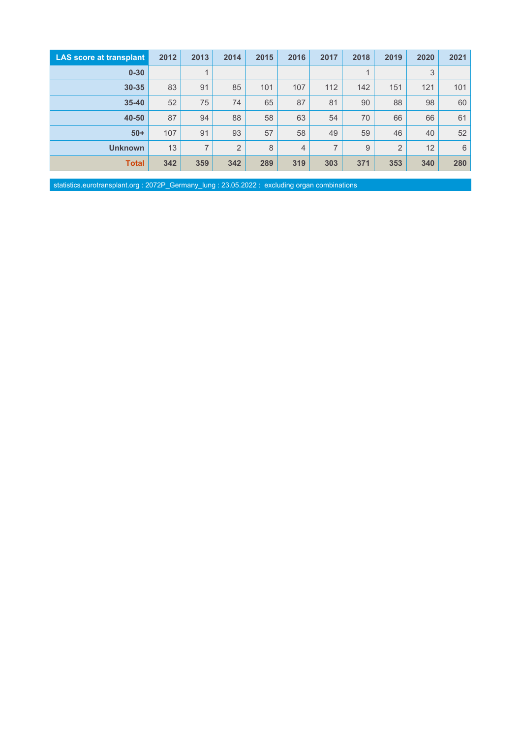| LAS score at transplant | 2012 | 2013 | 2014 | 2015 | 2016 | 2017 | 2018 | 2019 | 2020 | 2021 |
|---|---|---|---|---|---|---|---|---|---|---|
| 0-30 | | 1 | | | | | 1 | | 3 | |
| 30-35 | 83 | 91 | 85 | 101 | 107 | 112 | 142 | 151 | 121 | 101 |
| 35-40 | 52 | 75 | 74 | 65 | 87 | 81 | 90 | 88 | 98 | 60 |
| 40-50 | 87 | 94 | 88 | 58 | 63 | 54 | 70 | 66 | 66 | 61 |
| 50+ | 107 | 91 | 93 | 57 | 58 | 49 | 59 | 46 | 40 | 52 |
| Unknown | 13 | 7 | 2 | 8 | 4 | 7 | 9 | 2 | 12 | 6 |
| **Total** | **342** | **359** | **342** | **289** | **319** | **303** | **371** | **353** | **340** | **280** |

statistics.eurotransplant.org : 2072P_Germany_lung : 23.05.2022 : excluding organ combinations